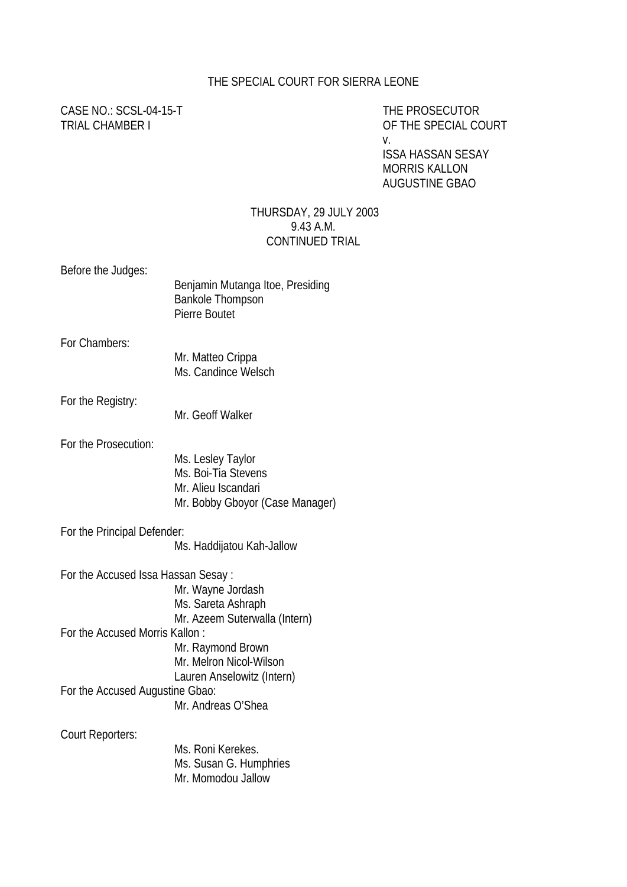THE SPECIAL COURT FOR SIERRA LEONE

CASE NO.: SCSL-04-15-T
TRIAL CHAMBER I

THE PROSECUTOR
OF THE SPECIAL COURT
v.
ISSA HASSAN SESAY
MORRIS KALLON
AUGUSTINE GBAO

THURSDAY, 29 JULY 2003
9.43 A.M.
CONTINUED TRIAL

Before the Judges:
Benjamin Mutanga Itoe, Presiding
Bankole Thompson
Pierre Boutet

For Chambers:
Mr. Matteo Crippa
Ms. Candince Welsch

For the Registry:
Mr. Geoff Walker

For the Prosecution:
Ms. Lesley Taylor
Ms. Boi-Tia Stevens
Mr. Alieu Iscandari
Mr. Bobby Gboyor (Case Manager)

For the Principal Defender:
Ms. Haddijatou Kah-Jallow

For the Accused Issa Hassan Sesay :
Mr. Wayne Jordash
Ms. Sareta Ashraph
Mr. Azeem Suterwalla (Intern)

For the Accused Morris Kallon :
Mr. Raymond Brown
Mr. Melron Nicol-Wilson
Lauren Anselowitz (Intern)

For the Accused Augustine Gbao:
Mr. Andreas O'Shea

Court Reporters:
Ms. Roni Kerekes.
Ms. Susan G. Humphries
Mr. Momodou Jallow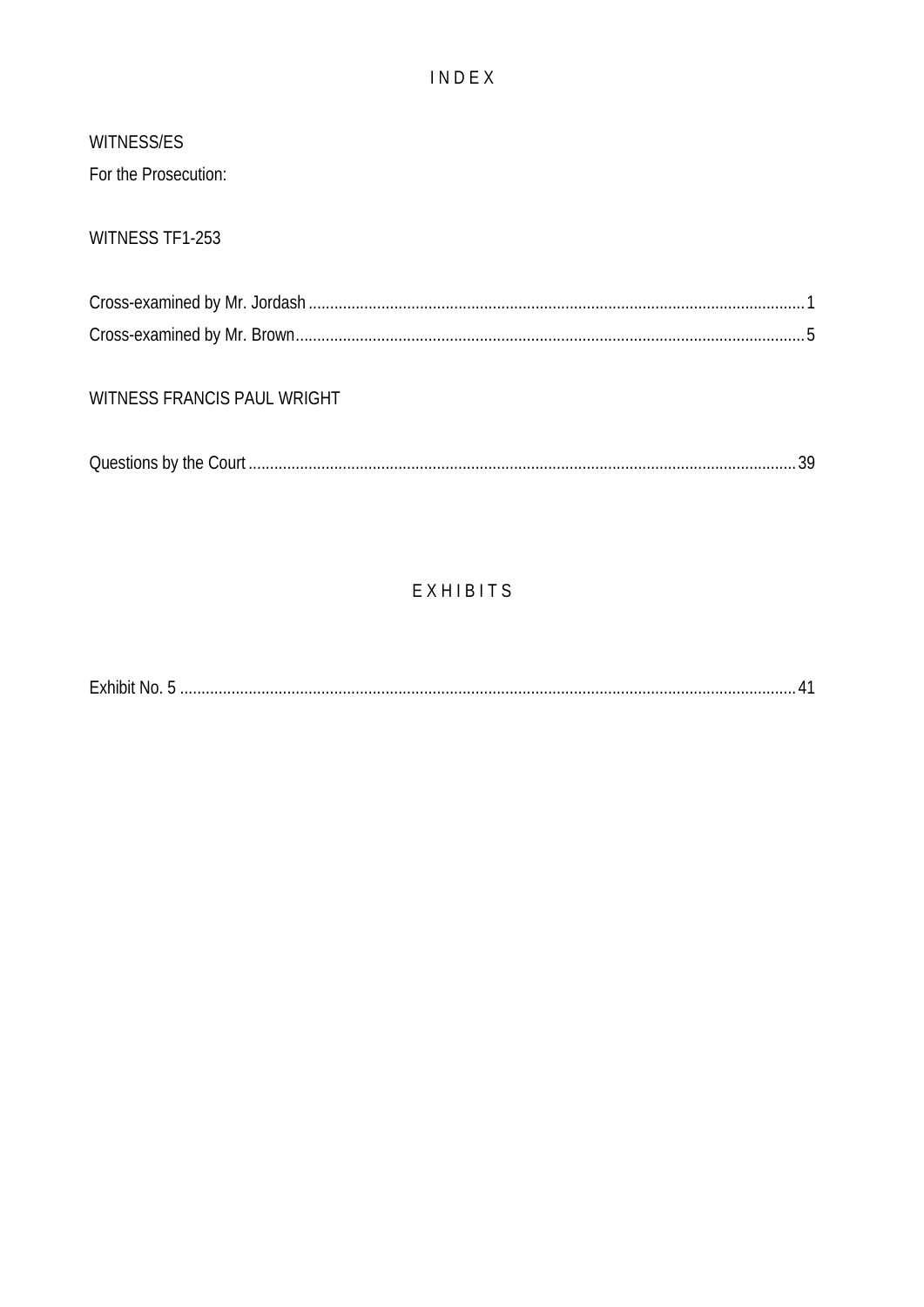# I N D E X

WITNESS/ES

For the Prosecution:

WITNESS TF1-253

Cross-examined by Mr. Jordash ........................................................................ 1

Cross-examined by Mr. Brown .......................................................................... 5

WITNESS FRANCIS PAUL WRIGHT

Questions by the Court .................................................................................... 39

# E X H I B I T S

Exhibit No. 5 ..................................................................................................... 41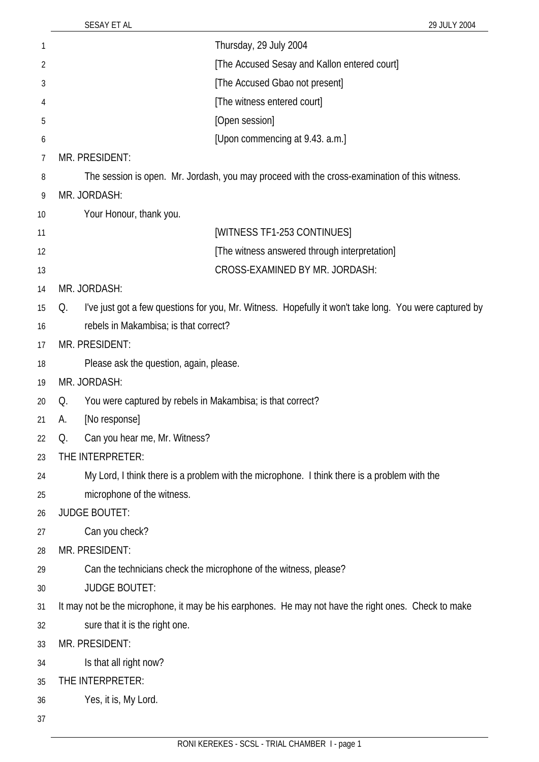Thursday, 29 July 2004

[The Accused Sesay and Kallon entered court]

[The Accused Gbao not present]

[The witness entered court]

[Open session]

[Upon commencing at 9.43. a.m.]

MR. PRESIDENT:

The session is open. Mr. Jordash, you may proceed with the cross-examination of this witness.

MR. JORDASH:

Your Honour, thank you.

[WITNESS TF1-253 CONTINUES]

[The witness answered through interpretation]

CROSS-EXAMINED BY MR. JORDASH:

MR. JORDASH:

Q. I've just got a few questions for you, Mr. Witness. Hopefully it won't take long. You were captured by rebels in Makambisa; is that correct?

MR. PRESIDENT:

Please ask the question, again, please.

MR. JORDASH:

Q. You were captured by rebels in Makambisa; is that correct?

A. [No response]

Q. Can you hear me, Mr. Witness?

THE INTERPRETER:

My Lord, I think there is a problem with the microphone. I think there is a problem with the microphone of the witness.

JUDGE BOUTET:

Can you check?

MR. PRESIDENT:

Can the technicians check the microphone of the witness, please?

JUDGE BOUTET:

It may not be the microphone, it may be his earphones. He may not have the right ones. Check to make sure that it is the right one.

MR. PRESIDENT:

Is that all right now?

THE INTERPRETER:

Yes, it is, My Lord.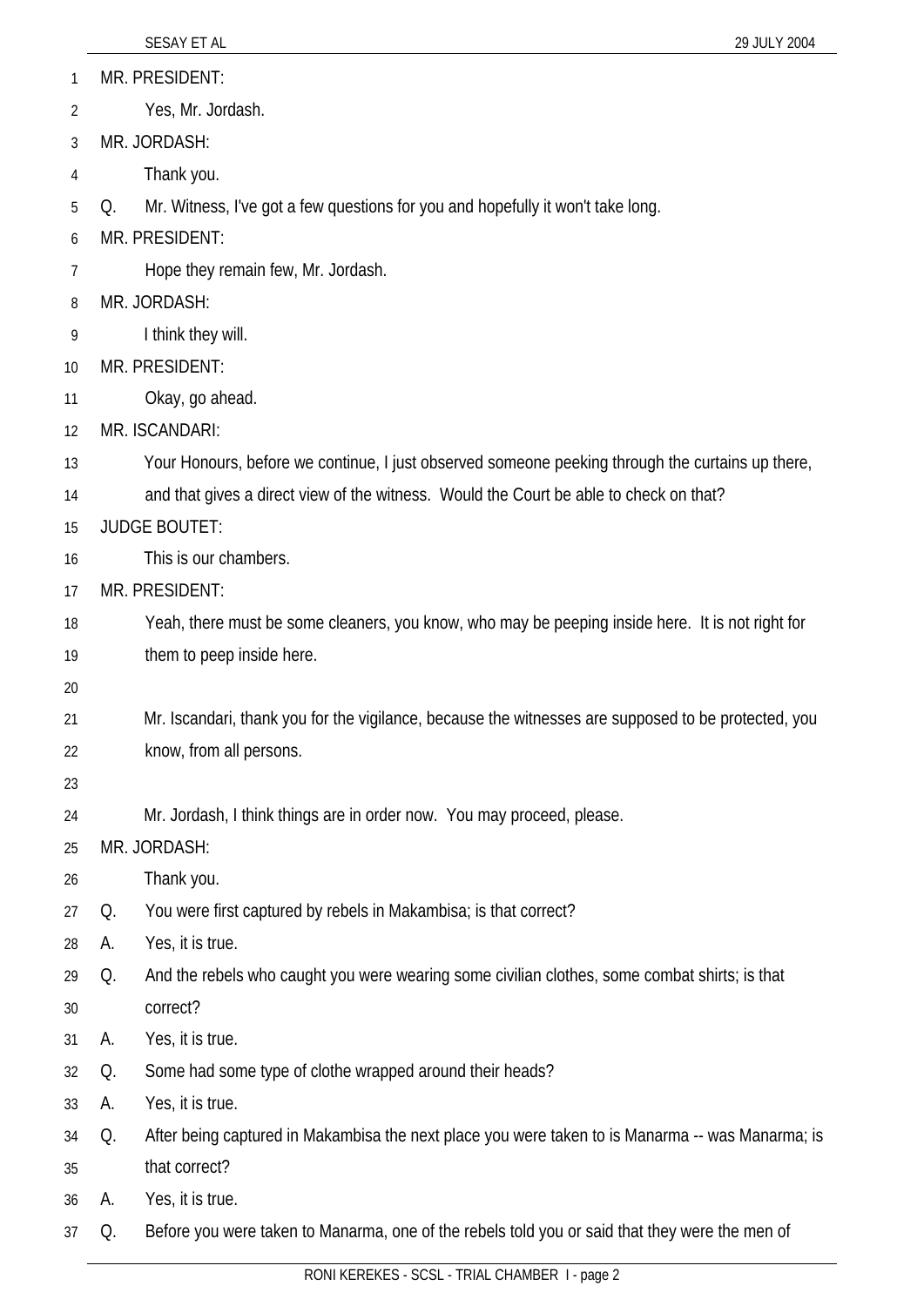MR. PRESIDENT:

Yes, Mr. Jordash.

MR. JORDASH:

Thank you.

Q. Mr. Witness, I've got a few questions for you and hopefully it won't take long.

MR. PRESIDENT:

Hope they remain few, Mr. Jordash.

MR. JORDASH:

I think they will.

MR. PRESIDENT:

Okay, go ahead.

MR. ISCANDARI:

Your Honours, before we continue, I just observed someone peeking through the curtains up there, and that gives a direct view of the witness. Would the Court be able to check on that?

JUDGE BOUTET:

This is our chambers.

MR. PRESIDENT:

Yeah, there must be some cleaners, you know, who may be peeping inside here. It is not right for them to peep inside here.

Mr. Iscandari, thank you for the vigilance, because the witnesses are supposed to be protected, you know, from all persons.

Mr. Jordash, I think things are in order now. You may proceed, please.

MR. JORDASH:

Thank you.

Q. You were first captured by rebels in Makambisa; is that correct?

A. Yes, it is true.

Q. And the rebels who caught you were wearing some civilian clothes, some combat shirts; is that correct?

A. Yes, it is true.

Q. Some had some type of clothe wrapped around their heads?

A. Yes, it is true.

Q. After being captured in Makambisa the next place you were taken to is Manarma -- was Manarma; is that correct?

A. Yes, it is true.

Q. Before you were taken to Manarma, one of the rebels told you or said that they were the men of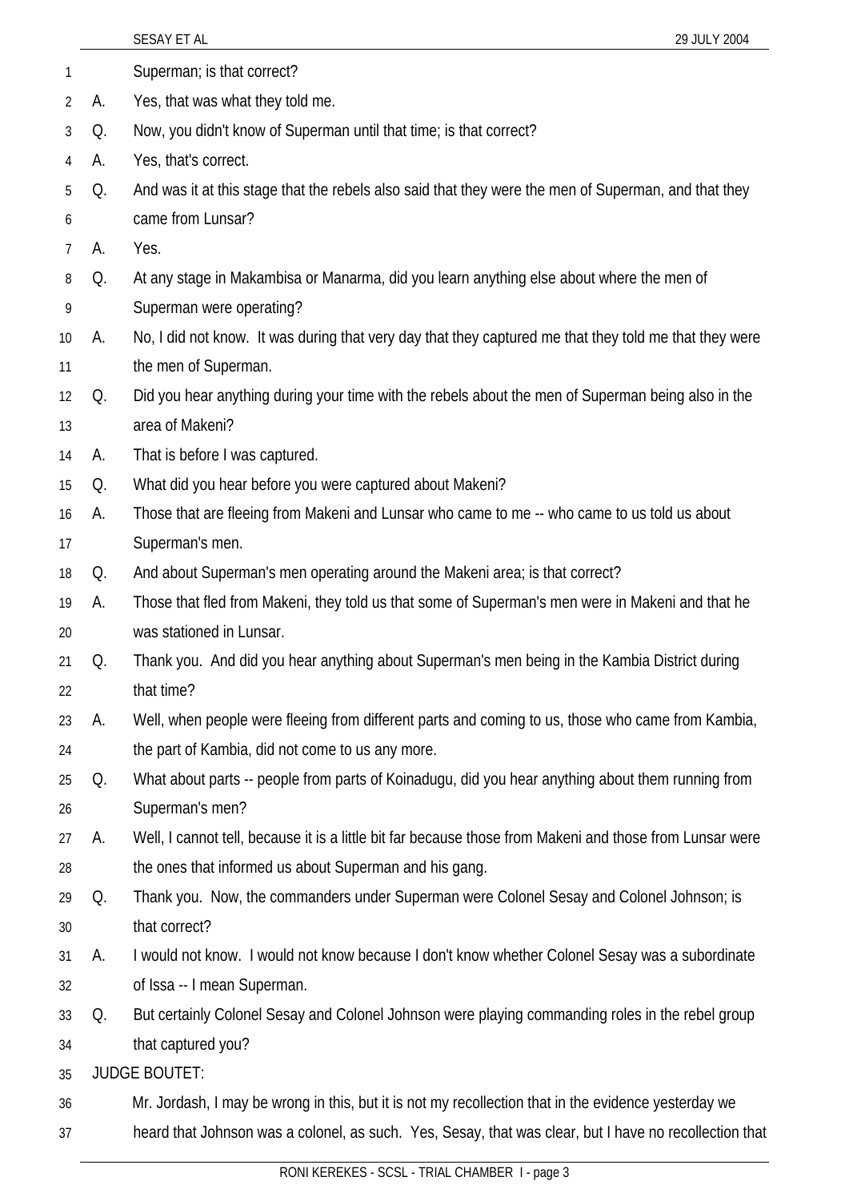Superman; is that correct?

A. Yes, that was what they told me.

Q. Now, you didn't know of Superman until that time; is that correct?

A. Yes, that's correct.

Q. And was it at this stage that the rebels also said that they were the men of Superman, and that they came from Lunsar?

A. Yes.

Q. At any stage in Makambisa or Manarma, did you learn anything else about where the men of Superman were operating?

A. No, I did not know. It was during that very day that they captured me that they told me that they were the men of Superman.

Q. Did you hear anything during your time with the rebels about the men of Superman being also in the area of Makeni?

A. That is before I was captured.

Q. What did you hear before you were captured about Makeni?

A. Those that are fleeing from Makeni and Lunsar who came to me -- who came to us told us about Superman's men.

Q. And about Superman's men operating around the Makeni area; is that correct?

A. Those that fled from Makeni, they told us that some of Superman's men were in Makeni and that he was stationed in Lunsar.

Q. Thank you. And did you hear anything about Superman's men being in the Kambia District during that time?

A. Well, when people were fleeing from different parts and coming to us, those who came from Kambia, the part of Kambia, did not come to us any more.

Q. What about parts -- people from parts of Koinadugu, did you hear anything about them running from Superman's men?

A. Well, I cannot tell, because it is a little bit far because those from Makeni and those from Lunsar were the ones that informed us about Superman and his gang.

Q. Thank you. Now, the commanders under Superman were Colonel Sesay and Colonel Johnson; is that correct?

A. I would not know. I would not know because I don't know whether Colonel Sesay was a subordinate of Issa -- I mean Superman.

Q. But certainly Colonel Sesay and Colonel Johnson were playing commanding roles in the rebel group that captured you?

JUDGE BOUTET:

Mr. Jordash, I may be wrong in this, but it is not my recollection that in the evidence yesterday we heard that Johnson was a colonel, as such. Yes, Sesay, that was clear, but I have no recollection that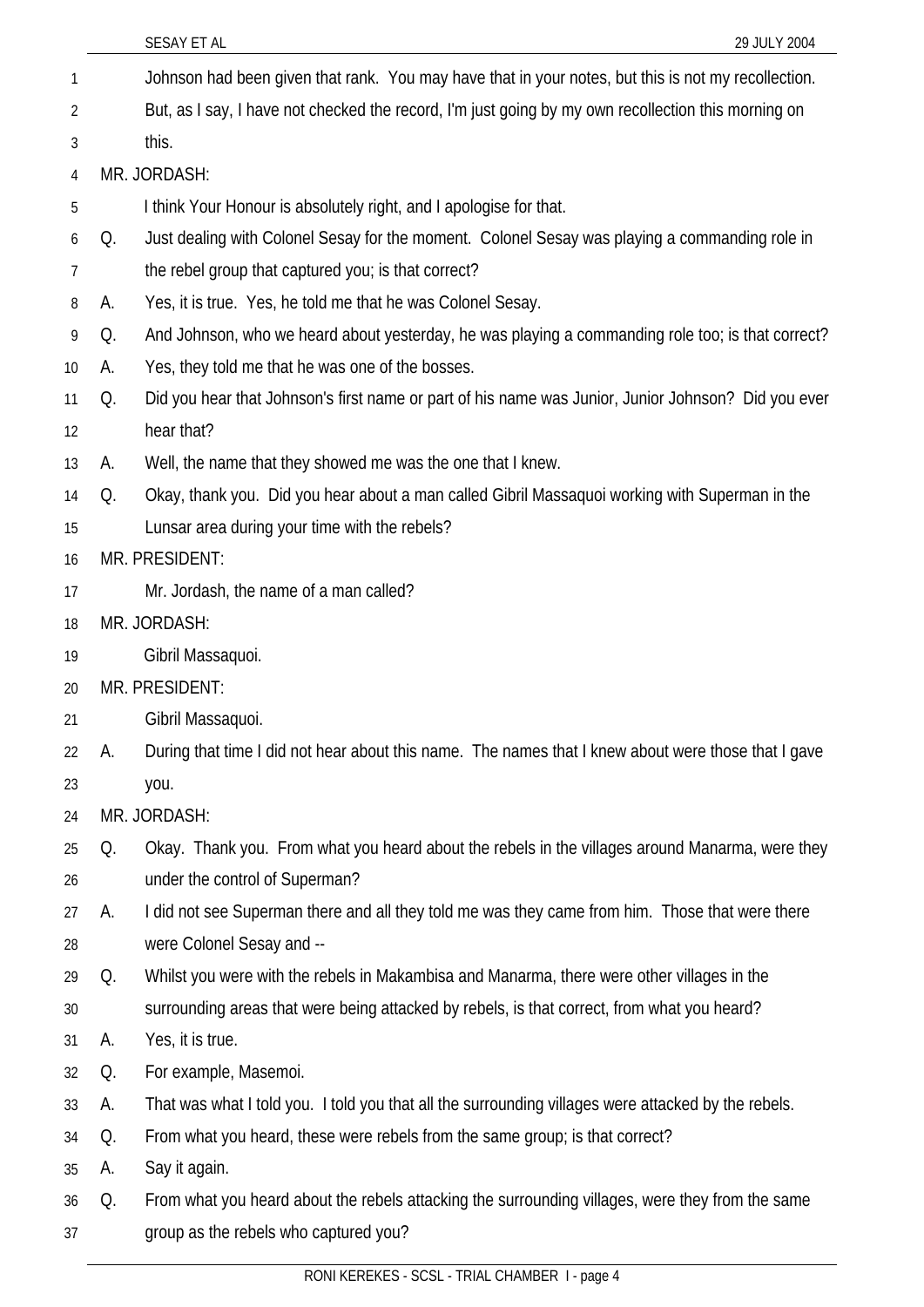Johnson had been given that rank. You may have that in your notes, but this is not my recollection. But, as I say, I have not checked the record, I'm just going by my own recollection this morning on this.

MR. JORDASH:

I think Your Honour is absolutely right, and I apologise for that.

Q. Just dealing with Colonel Sesay for the moment. Colonel Sesay was playing a commanding role in the rebel group that captured you; is that correct?

A. Yes, it is true. Yes, he told me that he was Colonel Sesay.

Q. And Johnson, who we heard about yesterday, he was playing a commanding role too; is that correct?

A. Yes, they told me that he was one of the bosses.

Q. Did you hear that Johnson's first name or part of his name was Junior, Junior Johnson? Did you ever hear that?

A. Well, the name that they showed me was the one that I knew.

Q. Okay, thank you. Did you hear about a man called Gibril Massaquoi working with Superman in the Lunsar area during your time with the rebels?

MR. PRESIDENT:

Mr. Jordash, the name of a man called?

MR. JORDASH:

Gibril Massaquoi.

MR. PRESIDENT:

Gibril Massaquoi.

A. During that time I did not hear about this name. The names that I knew about were those that I gave you.

MR. JORDASH:

Q. Okay. Thank you. From what you heard about the rebels in the villages around Manarma, were they under the control of Superman?

A. I did not see Superman there and all they told me was they came from him. Those that were there were Colonel Sesay and --

Q. Whilst you were with the rebels in Makambisa and Manarma, there were other villages in the surrounding areas that were being attacked by rebels, is that correct, from what you heard?

A. Yes, it is true.

Q. For example, Masemoi.

A. That was what I told you. I told you that all the surrounding villages were attacked by the rebels.

Q. From what you heard, these were rebels from the same group; is that correct?

A. Say it again.

Q. From what you heard about the rebels attacking the surrounding villages, were they from the same group as the rebels who captured you?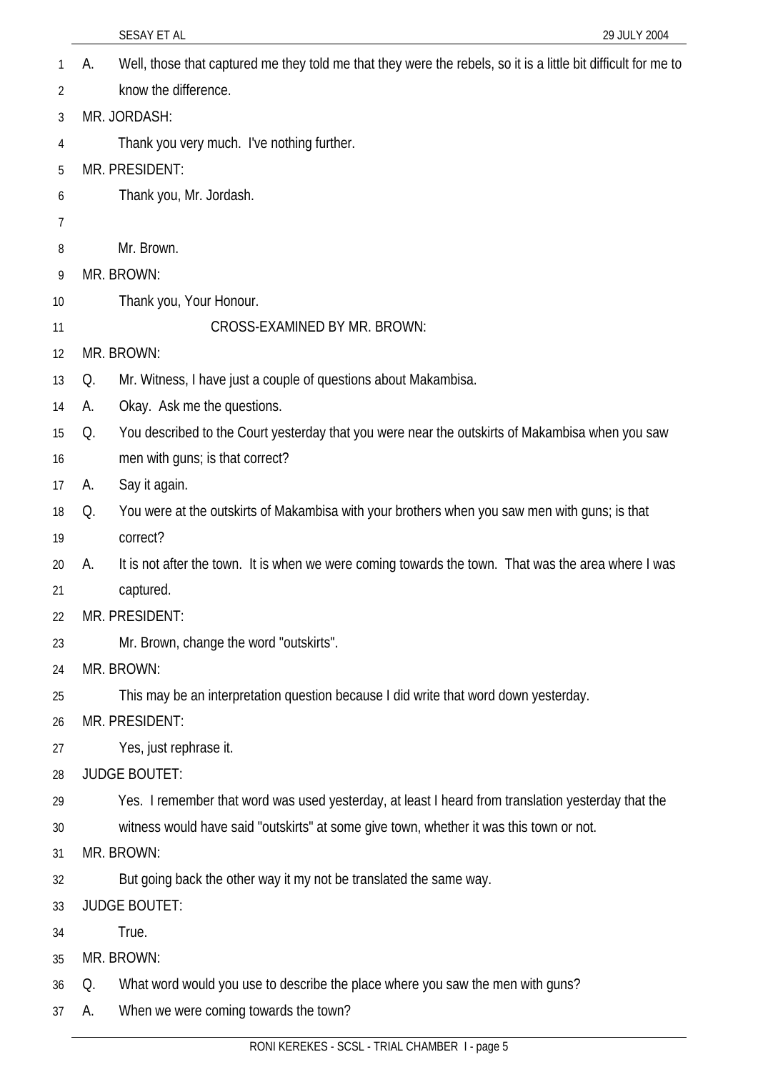A. Well, those that captured me they told me that they were the rebels, so it is a little bit difficult for me to know the difference.

MR. JORDASH:

Thank you very much. I've nothing further.

MR. PRESIDENT:

Thank you, Mr. Jordash.

Mr. Brown.

MR. BROWN:

Thank you, Your Honour.

CROSS-EXAMINED BY MR. BROWN:

MR. BROWN:

Q. Mr. Witness, I have just a couple of questions about Makambisa.

A. Okay. Ask me the questions.

Q. You described to the Court yesterday that you were near the outskirts of Makambisa when you saw men with guns; is that correct?

A. Say it again.

Q. You were at the outskirts of Makambisa with your brothers when you saw men with guns; is that correct?

A. It is not after the town. It is when we were coming towards the town. That was the area where I was captured.

MR. PRESIDENT:

Mr. Brown, change the word "outskirts".

MR. BROWN:

This may be an interpretation question because I did write that word down yesterday.

MR. PRESIDENT:

Yes, just rephrase it.

JUDGE BOUTET:

Yes. I remember that word was used yesterday, at least I heard from translation yesterday that the witness would have said "outskirts" at some give town, whether it was this town or not.

MR. BROWN:

But going back the other way it my not be translated the same way.

JUDGE BOUTET:

True.

MR. BROWN:

Q. What word would you use to describe the place where you saw the men with guns?

A. When we were coming towards the town?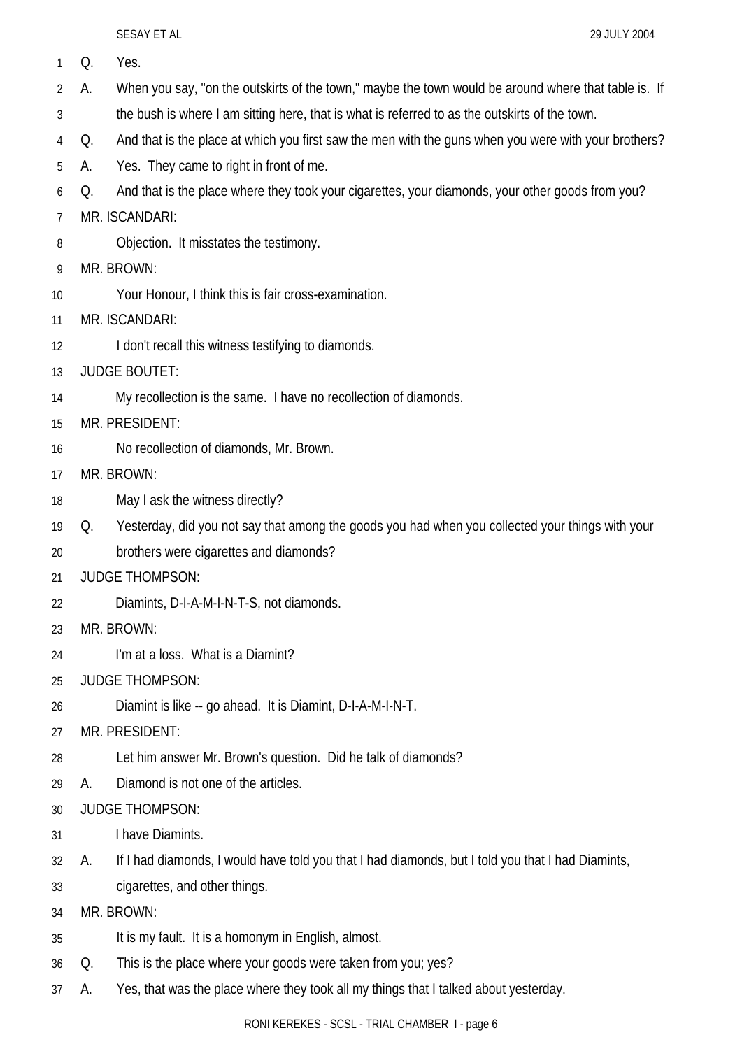Q. Yes.

A. When you say, "on the outskirts of the town," maybe the town would be around where that table is. If the bush is where I am sitting here, that is what is referred to as the outskirts of the town.

Q. And that is the place at which you first saw the men with the guns when you were with your brothers?

A. Yes. They came to right in front of me.

Q. And that is the place where they took your cigarettes, your diamonds, your other goods from you?

MR. ISCANDARI:

Objection. It misstates the testimony.

MR. BROWN:

Your Honour, I think this is fair cross-examination.

MR. ISCANDARI:

I don't recall this witness testifying to diamonds.

JUDGE BOUTET:

My recollection is the same. I have no recollection of diamonds.

MR. PRESIDENT:

No recollection of diamonds, Mr. Brown.

MR. BROWN:

May I ask the witness directly?

Q. Yesterday, did you not say that among the goods you had when you collected your things with your brothers were cigarettes and diamonds?

JUDGE THOMPSON:

Diamints, D-I-A-M-I-N-T-S, not diamonds.

MR. BROWN:

I'm at a loss. What is a Diamint?

JUDGE THOMPSON:

Diamint is like -- go ahead. It is Diamint, D-I-A-M-I-N-T.

MR. PRESIDENT:

Let him answer Mr. Brown's question. Did he talk of diamonds?

A. Diamond is not one of the articles.

JUDGE THOMPSON:

I have Diamints.

A. If I had diamonds, I would have told you that I had diamonds, but I told you that I had Diamints, cigarettes, and other things.

MR. BROWN:

It is my fault. It is a homonym in English, almost.

Q. This is the place where your goods were taken from you; yes?

A. Yes, that was the place where they took all my things that I talked about yesterday.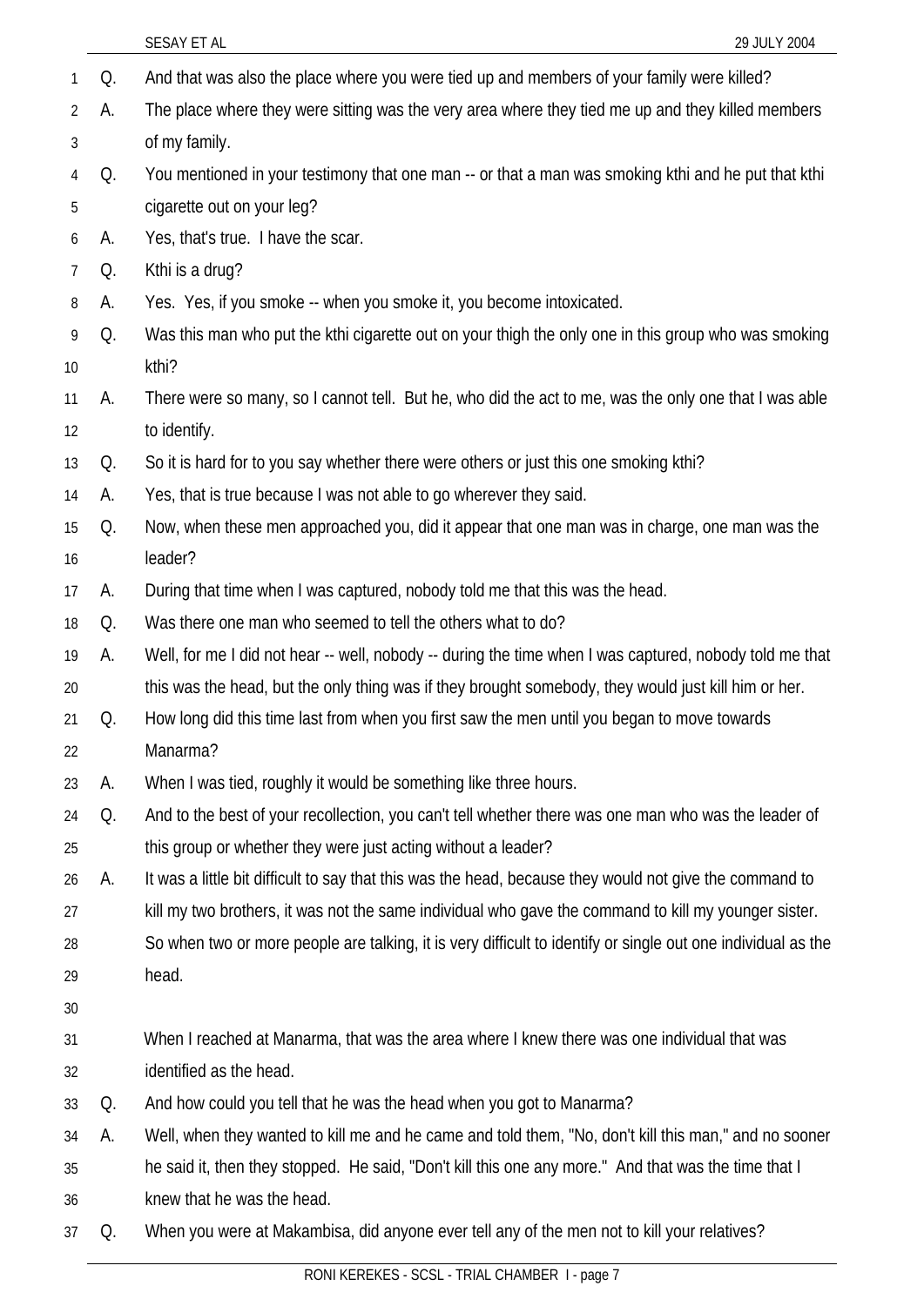Q. And that was also the place where you were tied up and members of your family were killed?

A. The place where they were sitting was the very area where they tied me up and they killed members of my family.

Q. You mentioned in your testimony that one man -- or that a man was smoking kthi and he put that kthi cigarette out on your leg?

A. Yes, that's true. I have the scar.

Q. Kthi is a drug?

A. Yes. Yes, if you smoke -- when you smoke it, you become intoxicated.

Q. Was this man who put the kthi cigarette out on your thigh the only one in this group who was smoking kthi?

A. There were so many, so I cannot tell. But he, who did the act to me, was the only one that I was able to identify.

Q. So it is hard for to you say whether there were others or just this one smoking kthi?

A. Yes, that is true because I was not able to go wherever they said.

Q. Now, when these men approached you, did it appear that one man was in charge, one man was the leader?

A. During that time when I was captured, nobody told me that this was the head.

Q. Was there one man who seemed to tell the others what to do?

A. Well, for me I did not hear -- well, nobody -- during the time when I was captured, nobody told me that this was the head, but the only thing was if they brought somebody, they would just kill him or her.

Q. How long did this time last from when you first saw the men until you began to move towards Manarma?

A. When I was tied, roughly it would be something like three hours.

Q. And to the best of your recollection, you can't tell whether there was one man who was the leader of this group or whether they were just acting without a leader?

A. It was a little bit difficult to say that this was the head, because they would not give the command to kill my two brothers, it was not the same individual who gave the command to kill my younger sister. So when two or more people are talking, it is very difficult to identify or single out one individual as the head.

When I reached at Manarma, that was the area where I knew there was one individual that was identified as the head.

Q. And how could you tell that he was the head when you got to Manarma?

A. Well, when they wanted to kill me and he came and told them, "No, don't kill this man," and no sooner he said it, then they stopped. He said, "Don't kill this one any more." And that was the time that I knew that he was the head.

Q. When you were at Makambisa, did anyone ever tell any of the men not to kill your relatives?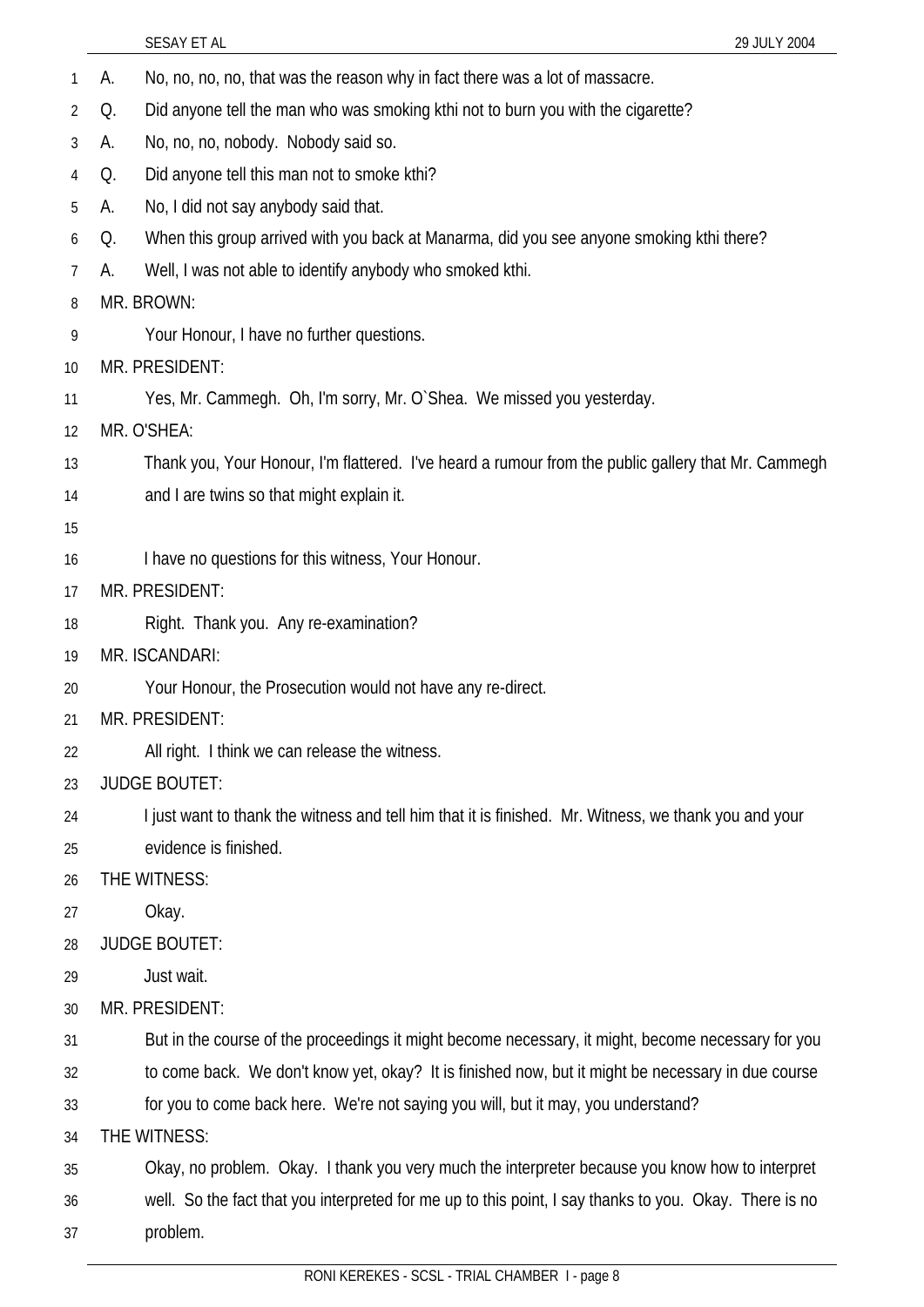A. No, no, no, no, that was the reason why in fact there was a lot of massacre.

Q. Did anyone tell the man who was smoking kthi not to burn you with the cigarette?

A. No, no, no, nobody. Nobody said so.

Q. Did anyone tell this man not to smoke kthi?

A. No, I did not say anybody said that.

Q. When this group arrived with you back at Manarma, did you see anyone smoking kthi there?

A. Well, I was not able to identify anybody who smoked kthi.

MR. BROWN:

Your Honour, I have no further questions.

MR. PRESIDENT:

Yes, Mr. Cammegh. Oh, I'm sorry, Mr. O`Shea. We missed you yesterday.

MR. O'SHEA:

Thank you, Your Honour, I'm flattered. I've heard a rumour from the public gallery that Mr. Cammegh and I are twins so that might explain it.

I have no questions for this witness, Your Honour.

MR. PRESIDENT:

Right. Thank you. Any re-examination?

MR. ISCANDARI:

Your Honour, the Prosecution would not have any re-direct.

MR. PRESIDENT:

All right. I think we can release the witness.

JUDGE BOUTET:

I just want to thank the witness and tell him that it is finished. Mr. Witness, we thank you and your evidence is finished.

THE WITNESS:

Okay.

JUDGE BOUTET:

Just wait.

MR. PRESIDENT:

But in the course of the proceedings it might become necessary, it might, become necessary for you to come back. We don't know yet, okay? It is finished now, but it might be necessary in due course for you to come back here. We're not saying you will, but it may, you understand?

THE WITNESS:

Okay, no problem. Okay. I thank you very much the interpreter because you know how to interpret well. So the fact that you interpreted for me up to this point, I say thanks to you. Okay. There is no problem.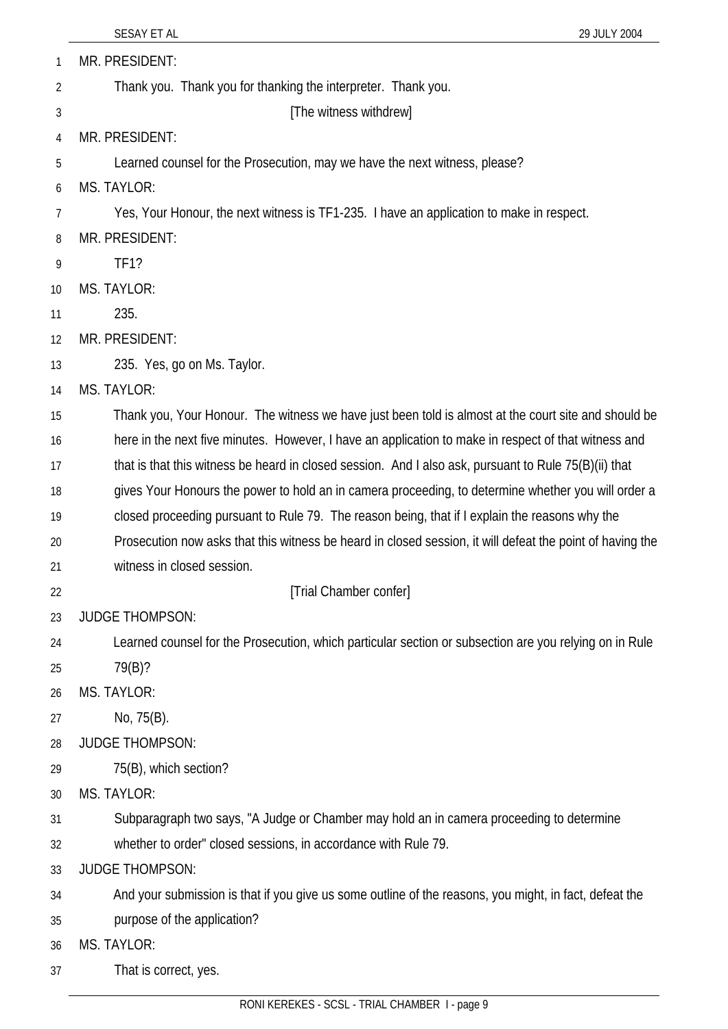MR. PRESIDENT:

Thank you. Thank you for thanking the interpreter. Thank you.

[The witness withdrew]

MR. PRESIDENT:

Learned counsel for the Prosecution, may we have the next witness, please?

MS. TAYLOR:

Yes, Your Honour, the next witness is TF1-235. I have an application to make in respect.

MR. PRESIDENT:

TF1?

MS. TAYLOR:

235.

MR. PRESIDENT:

235. Yes, go on Ms. Taylor.

MS. TAYLOR:

Thank you, Your Honour. The witness we have just been told is almost at the court site and should be here in the next five minutes. However, I have an application to make in respect of that witness and that is that this witness be heard in closed session. And I also ask, pursuant to Rule 75(B)(ii) that gives Your Honours the power to hold an in camera proceeding, to determine whether you will order a closed proceeding pursuant to Rule 79. The reason being, that if I explain the reasons why the Prosecution now asks that this witness be heard in closed session, it will defeat the point of having the witness in closed session.

[Trial Chamber confer]

JUDGE THOMPSON:

Learned counsel for the Prosecution, which particular section or subsection are you relying on in Rule 79(B)?

MS. TAYLOR:

No, 75(B).

JUDGE THOMPSON:

75(B), which section?

MS. TAYLOR:

Subparagraph two says, "A Judge or Chamber may hold an in camera proceeding to determine whether to order" closed sessions, in accordance with Rule 79.

JUDGE THOMPSON:

And your submission is that if you give us some outline of the reasons, you might, in fact, defeat the purpose of the application?

MS. TAYLOR:

That is correct, yes.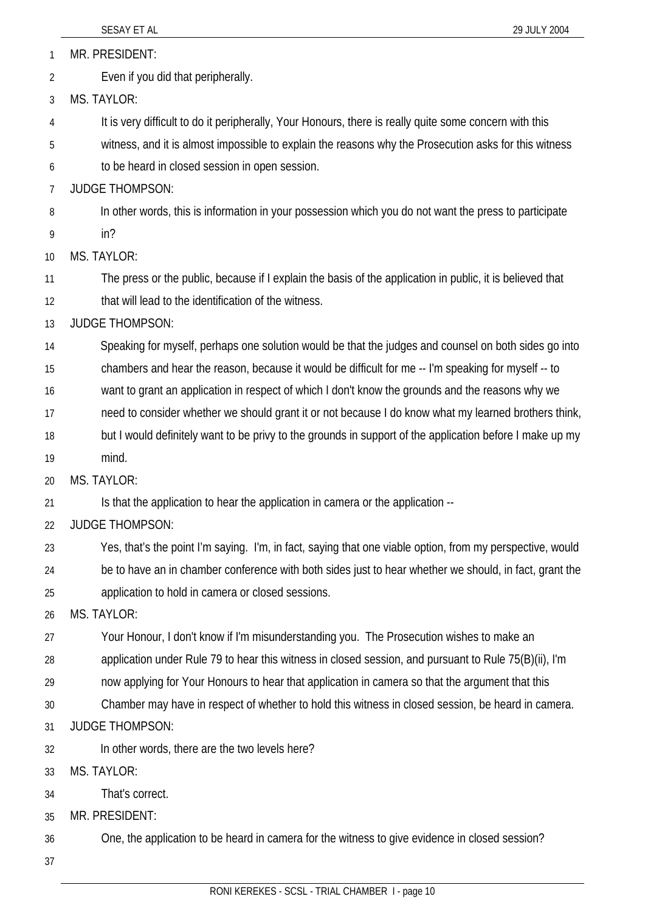MR. PRESIDENT:

Even if you did that peripherally.

MS. TAYLOR:

It is very difficult to do it peripherally, Your Honours, there is really quite some concern with this witness, and it is almost impossible to explain the reasons why the Prosecution asks for this witness to be heard in closed session in open session.

JUDGE THOMPSON:

In other words, this is information in your possession which you do not want the press to participate in?

MS. TAYLOR:

The press or the public, because if I explain the basis of the application in public, it is believed that that will lead to the identification of the witness.

JUDGE THOMPSON:

Speaking for myself, perhaps one solution would be that the judges and counsel on both sides go into chambers and hear the reason, because it would be difficult for me -- I'm speaking for myself -- to want to grant an application in respect of which I don't know the grounds and the reasons why we need to consider whether we should grant it or not because I do know what my learned brothers think, but I would definitely want to be privy to the grounds in support of the application before I make up my mind.

MS. TAYLOR:

Is that the application to hear the application in camera or the application --

JUDGE THOMPSON:

Yes, that's the point I'm saying. I'm, in fact, saying that one viable option, from my perspective, would be to have an in chamber conference with both sides just to hear whether we should, in fact, grant the application to hold in camera or closed sessions.

MS. TAYLOR:

Your Honour, I don't know if I'm misunderstanding you. The Prosecution wishes to make an application under Rule 79 to hear this witness in closed session, and pursuant to Rule 75(B)(ii), I'm now applying for Your Honours to hear that application in camera so that the argument that this Chamber may have in respect of whether to hold this witness in closed session, be heard in camera.

JUDGE THOMPSON:

In other words, there are the two levels here?

MS. TAYLOR:

That's correct.

MR. PRESIDENT:

One, the application to be heard in camera for the witness to give evidence in closed session?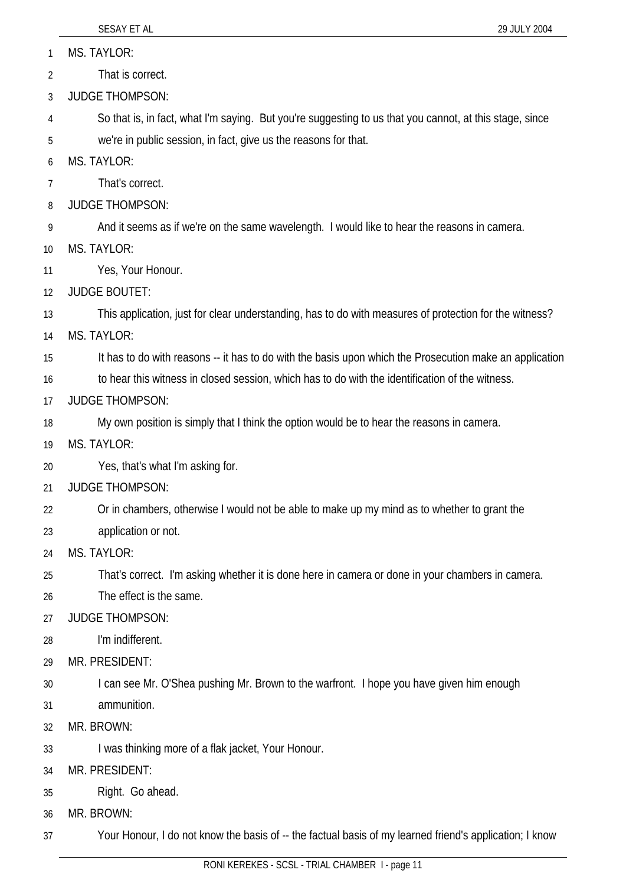MS. TAYLOR:

That is correct.

JUDGE THOMPSON:

So that is, in fact, what I'm saying. But you're suggesting to us that you cannot, at this stage, since we're in public session, in fact, give us the reasons for that.

MS. TAYLOR:

That's correct.

JUDGE THOMPSON:

And it seems as if we're on the same wavelength. I would like to hear the reasons in camera.

MS. TAYLOR:

Yes, Your Honour.

JUDGE BOUTET:

This application, just for clear understanding, has to do with measures of protection for the witness?

MS. TAYLOR:

It has to do with reasons -- it has to do with the basis upon which the Prosecution make an application to hear this witness in closed session, which has to do with the identification of the witness.

JUDGE THOMPSON:

My own position is simply that I think the option would be to hear the reasons in camera.

MS. TAYLOR:

Yes, that's what I'm asking for.

JUDGE THOMPSON:

Or in chambers, otherwise I would not be able to make up my mind as to whether to grant the application or not.

MS. TAYLOR:

That's correct. I'm asking whether it is done here in camera or done in your chambers in camera. The effect is the same.

JUDGE THOMPSON:

I'm indifferent.

MR. PRESIDENT:

I can see Mr. O'Shea pushing Mr. Brown to the warfront. I hope you have given him enough ammunition.

MR. BROWN:

I was thinking more of a flak jacket, Your Honour.

MR. PRESIDENT:

Right. Go ahead.

MR. BROWN:

Your Honour, I do not know the basis of -- the factual basis of my learned friend's application; I know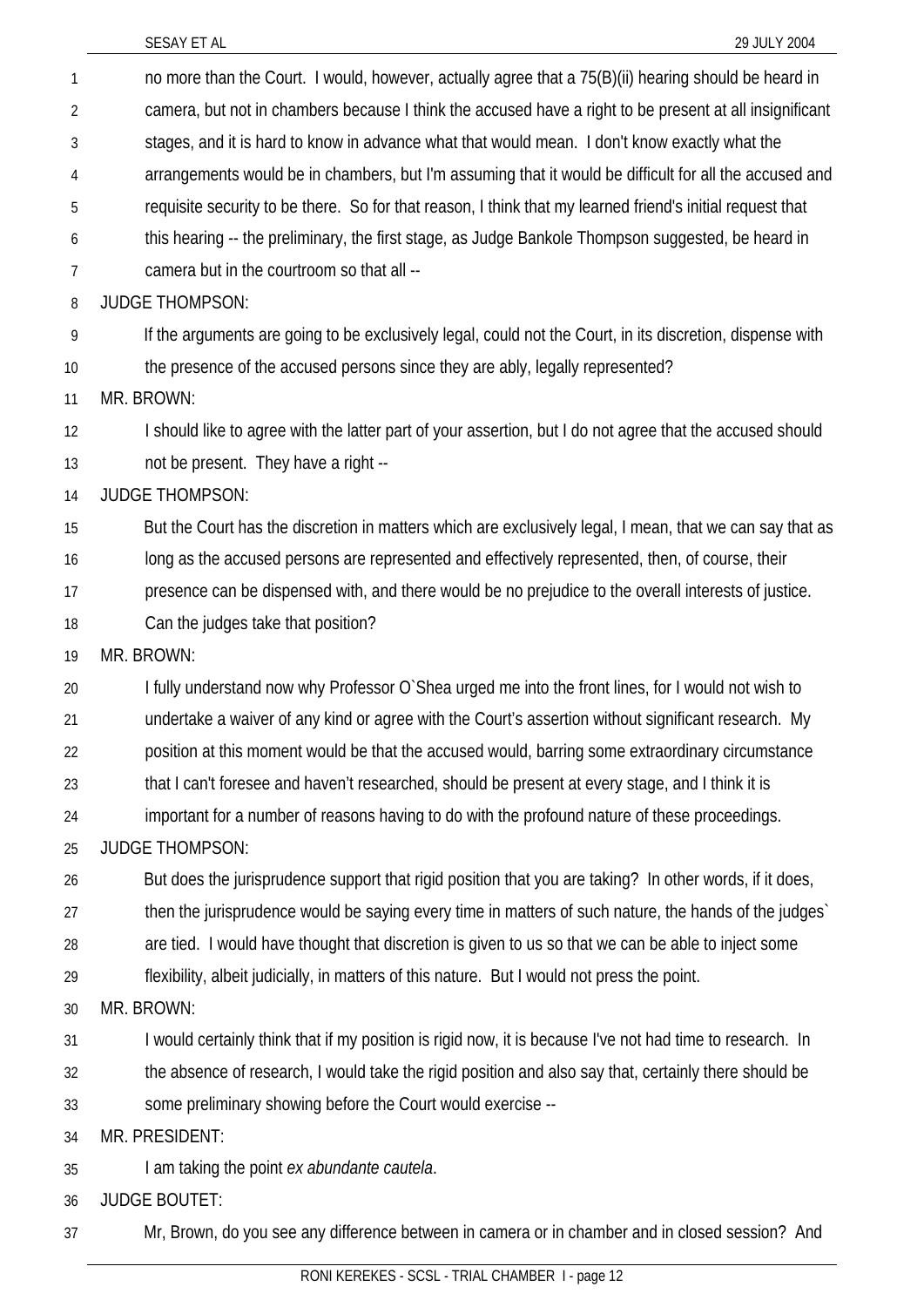no more than the Court. I would, however, actually agree that a 75(B)(ii) hearing should be heard in camera, but not in chambers because I think the accused have a right to be present at all insignificant stages, and it is hard to know in advance what that would mean. I don't know exactly what the arrangements would be in chambers, but I'm assuming that it would be difficult for all the accused and requisite security to be there. So for that reason, I think that my learned friend's initial request that this hearing -- the preliminary, the first stage, as Judge Bankole Thompson suggested, be heard in camera but in the courtroom so that all --

JUDGE THOMPSON:

If the arguments are going to be exclusively legal, could not the Court, in its discretion, dispense with the presence of the accused persons since they are ably, legally represented?

MR. BROWN:

I should like to agree with the latter part of your assertion, but I do not agree that the accused should not be present. They have a right --

JUDGE THOMPSON:

But the Court has the discretion in matters which are exclusively legal, I mean, that we can say that as long as the accused persons are represented and effectively represented, then, of course, their presence can be dispensed with, and there would be no prejudice to the overall interests of justice. Can the judges take that position?

MR. BROWN:

I fully understand now why Professor O`Shea urged me into the front lines, for I would not wish to undertake a waiver of any kind or agree with the Court's assertion without significant research. My position at this moment would be that the accused would, barring some extraordinary circumstance that I can't foresee and haven't researched, should be present at every stage, and I think it is important for a number of reasons having to do with the profound nature of these proceedings.

JUDGE THOMPSON:

But does the jurisprudence support that rigid position that you are taking? In other words, if it does, then the jurisprudence would be saying every time in matters of such nature, the hands of the judges` are tied. I would have thought that discretion is given to us so that we can be able to inject some flexibility, albeit judicially, in matters of this nature. But I would not press the point.

MR. BROWN:

I would certainly think that if my position is rigid now, it is because I've not had time to research. In the absence of research, I would take the rigid position and also say that, certainly there should be some preliminary showing before the Court would exercise --

MR. PRESIDENT:

I am taking the point *ex abundante cautela*.

JUDGE BOUTET:

Mr, Brown, do you see any difference between in camera or in chamber and in closed session? And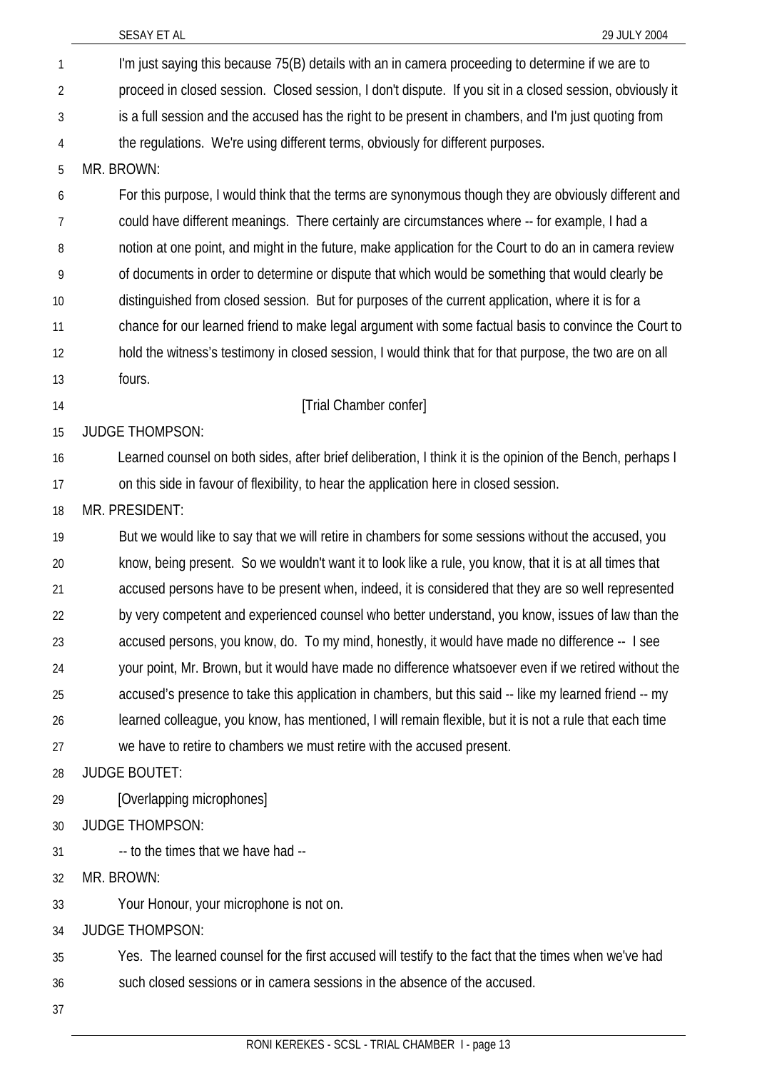I'm just saying this because 75(B) details with an in camera proceeding to determine if we are to proceed in closed session. Closed session, I don't dispute. If you sit in a closed session, obviously it is a full session and the accused has the right to be present in chambers, and I'm just quoting from the regulations. We're using different terms, obviously for different purposes.

MR. BROWN:

For this purpose, I would think that the terms are synonymous though they are obviously different and could have different meanings. There certainly are circumstances where -- for example, I had a notion at one point, and might in the future, make application for the Court to do an in camera review of documents in order to determine or dispute that which would be something that would clearly be distinguished from closed session. But for purposes of the current application, where it is for a chance for our learned friend to make legal argument with some factual basis to convince the Court to hold the witness's testimony in closed session, I would think that for that purpose, the two are on all fours.

[Trial Chamber confer]

JUDGE THOMPSON:

Learned counsel on both sides, after brief deliberation, I think it is the opinion of the Bench, perhaps I on this side in favour of flexibility, to hear the application here in closed session.

MR. PRESIDENT:

But we would like to say that we will retire in chambers for some sessions without the accused, you know, being present. So we wouldn't want it to look like a rule, you know, that it is at all times that accused persons have to be present when, indeed, it is considered that they are so well represented by very competent and experienced counsel who better understand, you know, issues of law than the accused persons, you know, do. To my mind, honestly, it would have made no difference -- I see your point, Mr. Brown, but it would have made no difference whatsoever even if we retired without the accused's presence to take this application in chambers, but this said -- like my learned friend -- my learned colleague, you know, has mentioned, I will remain flexible, but it is not a rule that each time we have to retire to chambers we must retire with the accused present.

JUDGE BOUTET:

[Overlapping microphones]

JUDGE THOMPSON:

-- to the times that we have had --

MR. BROWN:

Your Honour, your microphone is not on.

JUDGE THOMPSON:

Yes. The learned counsel for the first accused will testify to the fact that the times when we've had such closed sessions or in camera sessions in the absence of the accused.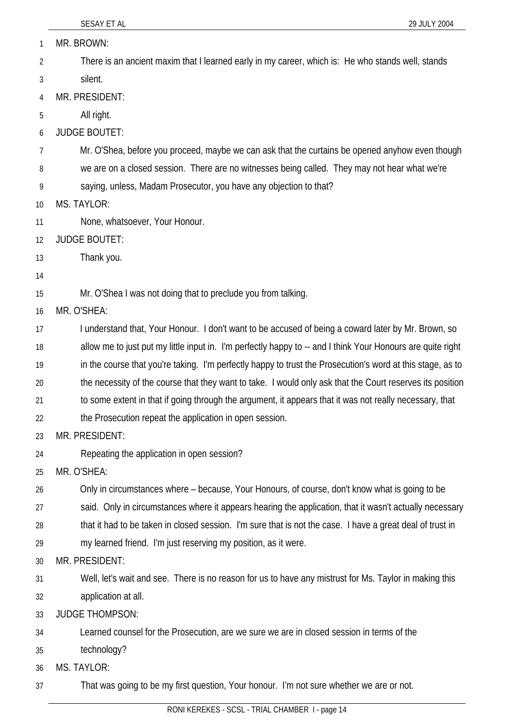MR. BROWN:

There is an ancient maxim that I learned early in my career, which is: He who stands well, stands silent.

MR. PRESIDENT:

All right.

JUDGE BOUTET:

Mr. O'Shea, before you proceed, maybe we can ask that the curtains be opened anyhow even though we are on a closed session. There are no witnesses being called. They may not hear what we're saying, unless, Madam Prosecutor, you have any objection to that?

MS. TAYLOR:

None, whatsoever, Your Honour.

JUDGE BOUTET:

Thank you.

Mr. O'Shea I was not doing that to preclude you from talking.

MR. O'SHEA:

I understand that, Your Honour. I don't want to be accused of being a coward later by Mr. Brown, so allow me to just put my little input in. I'm perfectly happy to -- and I think Your Honours are quite right in the course that you're taking. I'm perfectly happy to trust the Prosecution's word at this stage, as to the necessity of the course that they want to take. I would only ask that the Court reserves its position to some extent in that if going through the argument, it appears that it was not really necessary, that the Prosecution repeat the application in open session.

MR. PRESIDENT:

Repeating the application in open session?

MR. O'SHEA:

Only in circumstances where – because, Your Honours, of course, don't know what is going to be said. Only in circumstances where it appears hearing the application, that it wasn't actually necessary that it had to be taken in closed session. I'm sure that is not the case. I have a great deal of trust in my learned friend. I'm just reserving my position, as it were.

MR. PRESIDENT:

Well, let's wait and see. There is no reason for us to have any mistrust for Ms. Taylor in making this application at all.

JUDGE THOMPSON:

Learned counsel for the Prosecution, are we sure we are in closed session in terms of the technology?

MS. TAYLOR:

That was going to be my first question, Your honour. I'm not sure whether we are or not.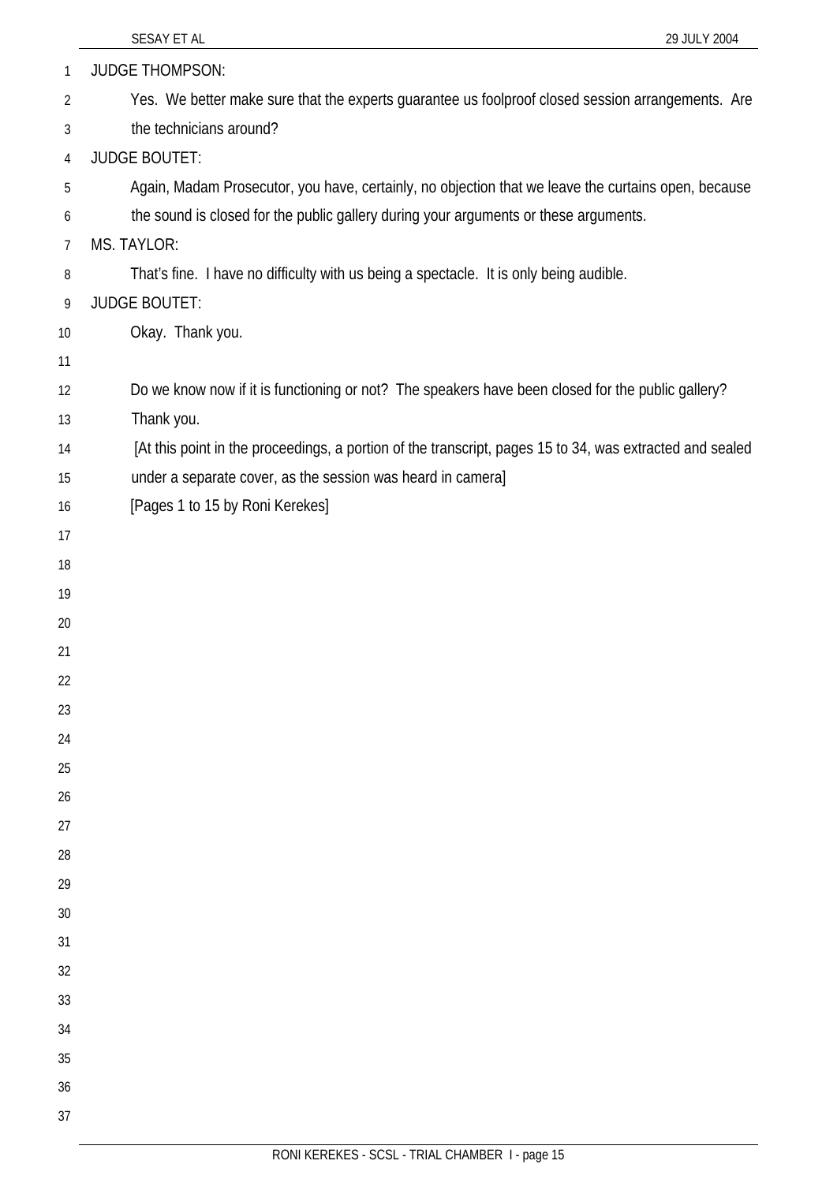JUDGE THOMPSON:

Yes. We better make sure that the experts guarantee us foolproof closed session arrangements. Are the technicians around?

JUDGE BOUTET:

Again, Madam Prosecutor, you have, certainly, no objection that we leave the curtains open, because the sound is closed for the public gallery during your arguments or these arguments.

MS. TAYLOR:

That's fine. I have no difficulty with us being a spectacle. It is only being audible.

JUDGE BOUTET:

Okay. Thank you.

Do we know now if it is functioning or not? The speakers have been closed for the public gallery? Thank you.

[At this point in the proceedings, a portion of the transcript, pages 15 to 34, was extracted and sealed under a separate cover, as the session was heard in camera]

[Pages 1 to 15 by Roni Kerekes]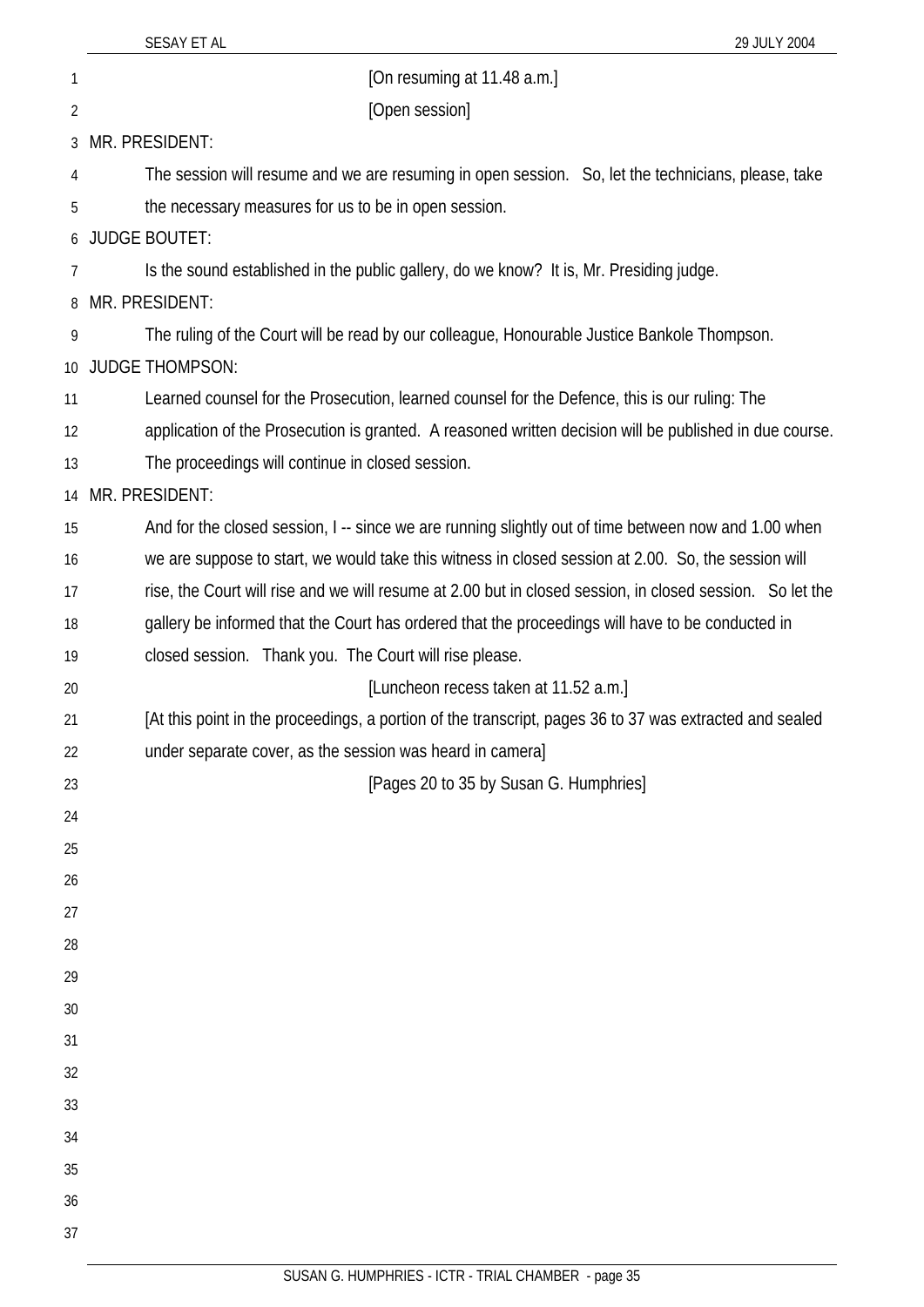[On resuming at 11.48 a.m.]

[Open session]

MR. PRESIDENT:

The session will resume and we are resuming in open session. So, let the technicians, please, take the necessary measures for us to be in open session.

JUDGE BOUTET:

Is the sound established in the public gallery, do we know? It is, Mr. Presiding judge.

MR. PRESIDENT:

The ruling of the Court will be read by our colleague, Honourable Justice Bankole Thompson.

JUDGE THOMPSON:

Learned counsel for the Prosecution, learned counsel for the Defence, this is our ruling: The application of the Prosecution is granted. A reasoned written decision will be published in due course. The proceedings will continue in closed session.

MR. PRESIDENT:

And for the closed session, I -- since we are running slightly out of time between now and 1.00 when we are suppose to start, we would take this witness in closed session at 2.00. So, the session will rise, the Court will rise and we will resume at 2.00 but in closed session, in closed session. So let the gallery be informed that the Court has ordered that the proceedings will have to be conducted in closed session. Thank you. The Court will rise please.

[Luncheon recess taken at 11.52 a.m.]

[At this point in the proceedings, a portion of the transcript, pages 36 to 37 was extracted and sealed under separate cover, as the session was heard in camera]

[Pages 20 to 35 by Susan G. Humphries]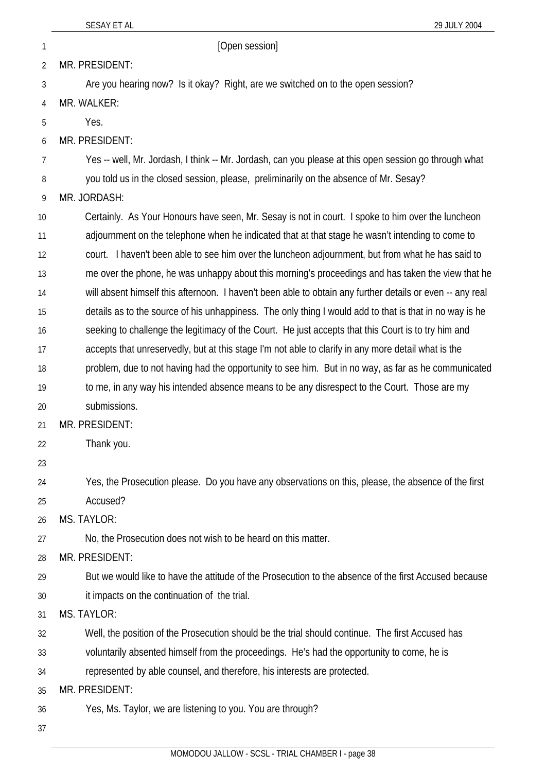[Open session]

MR. PRESIDENT:

Are you hearing now? Is it okay? Right, are we switched on to the open session?

MR. WALKER:

Yes.

MR. PRESIDENT:

Yes -- well, Mr. Jordash, I think -- Mr. Jordash, can you please at this open session go through what you told us in the closed session, please, preliminarily on the absence of Mr. Sesay?

MR. JORDASH:

Certainly. As Your Honours have seen, Mr. Sesay is not in court. I spoke to him over the luncheon adjournment on the telephone when he indicated that at that stage he wasn't intending to come to court. I haven't been able to see him over the luncheon adjournment, but from what he has said to me over the phone, he was unhappy about this morning's proceedings and has taken the view that he will absent himself this afternoon. I haven't been able to obtain any further details or even -- any real details as to the source of his unhappiness. The only thing I would add to that is that in no way is he seeking to challenge the legitimacy of the Court. He just accepts that this Court is to try him and accepts that unreservedly, but at this stage I'm not able to clarify in any more detail what is the problem, due to not having had the opportunity to see him. But in no way, as far as he communicated to me, in any way his intended absence means to be any disrespect to the Court. Those are my submissions.

MR. PRESIDENT:

Thank you.

Yes, the Prosecution please. Do you have any observations on this, please, the absence of the first Accused?

MS. TAYLOR:

No, the Prosecution does not wish to be heard on this matter.

MR. PRESIDENT:

But we would like to have the attitude of the Prosecution to the absence of the first Accused because it impacts on the continuation of the trial.

MS. TAYLOR:

Well, the position of the Prosecution should be the trial should continue. The first Accused has voluntarily absented himself from the proceedings. He's had the opportunity to come, he is represented by able counsel, and therefore, his interests are protected.

MR. PRESIDENT:

Yes, Ms. Taylor, we are listening to you. You are through?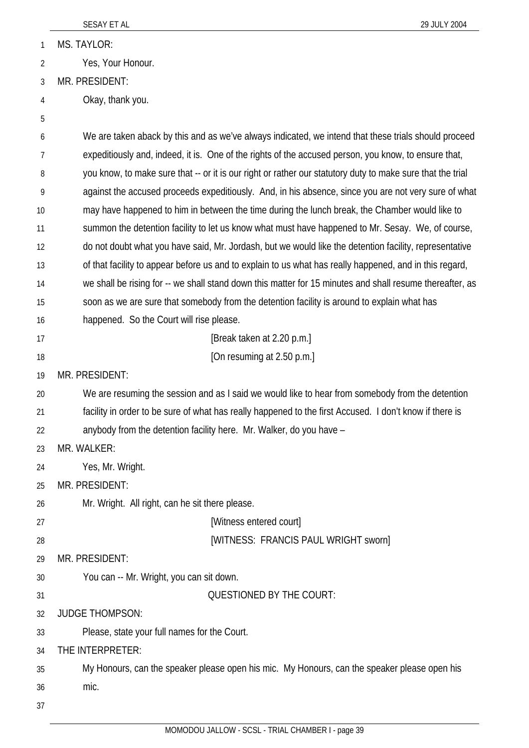MS. TAYLOR:

Yes, Your Honour.

MR. PRESIDENT:

Okay, thank you.

We are taken aback by this and as we've always indicated, we intend that these trials should proceed expeditiously and, indeed, it is. One of the rights of the accused person, you know, to ensure that, you know, to make sure that -- or it is our right or rather our statutory duty to make sure that the trial against the accused proceeds expeditiously. And, in his absence, since you are not very sure of what may have happened to him in between the time during the lunch break, the Chamber would like to summon the detention facility to let us know what must have happened to Mr. Sesay. We, of course, do not doubt what you have said, Mr. Jordash, but we would like the detention facility, representative of that facility to appear before us and to explain to us what has really happened, and in this regard, we shall be rising for -- we shall stand down this matter for 15 minutes and shall resume thereafter, as soon as we are sure that somebody from the detention facility is around to explain what has happened. So the Court will rise please.

[Break taken at 2.20 p.m.]

[On resuming at 2.50 p.m.]

MR. PRESIDENT:

We are resuming the session and as I said we would like to hear from somebody from the detention facility in order to be sure of what has really happened to the first Accused. I don't know if there is anybody from the detention facility here. Mr. Walker, do you have –

MR. WALKER:

Yes, Mr. Wright.

MR. PRESIDENT:

Mr. Wright. All right, can he sit there please.

[Witness entered court]

[WITNESS: FRANCIS PAUL WRIGHT sworn]

MR. PRESIDENT:

You can -- Mr. Wright, you can sit down.

QUESTIONED BY THE COURT:

JUDGE THOMPSON:

Please, state your full names for the Court.

THE INTERPRETER:

My Honours, can the speaker please open his mic. My Honours, can the speaker please open his mic.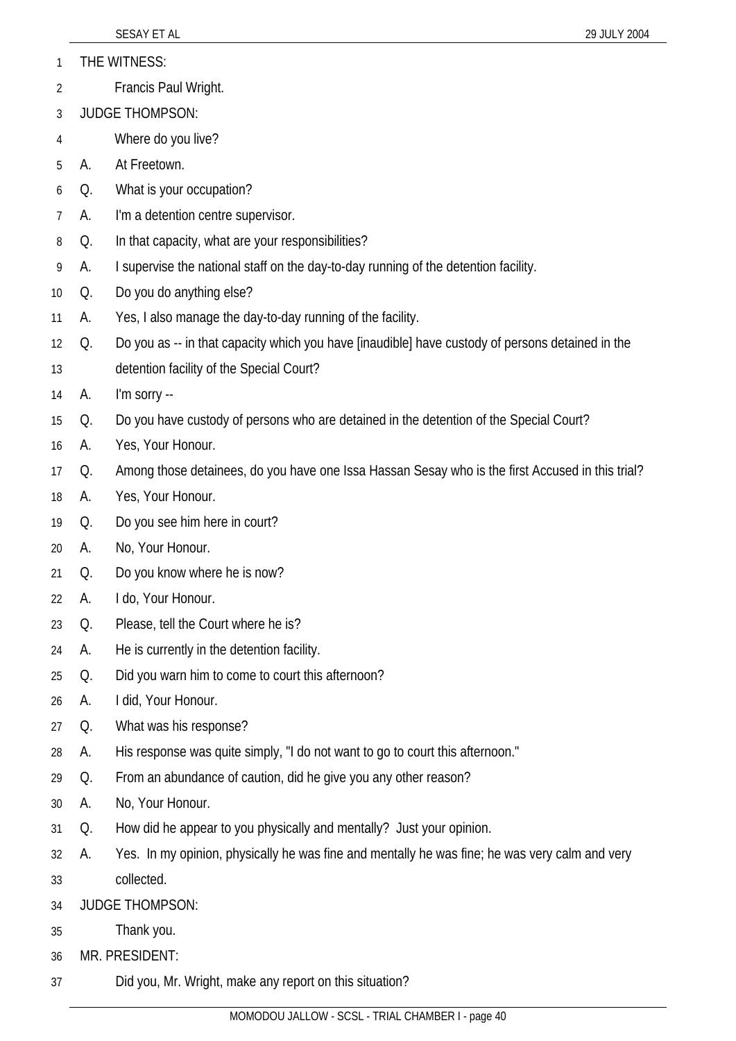THE WITNESS:

Francis Paul Wright.

JUDGE THOMPSON:

Where do you live?

A. At Freetown.

Q. What is your occupation?

A. I'm a detention centre supervisor.

Q. In that capacity, what are your responsibilities?

A. I supervise the national staff on the day-to-day running of the detention facility.

Q. Do you do anything else?

A. Yes, I also manage the day-to-day running of the facility.

Q. Do you as -- in that capacity which you have [inaudible] have custody of persons detained in the detention facility of the Special Court?

A. I'm sorry --

Q. Do you have custody of persons who are detained in the detention of the Special Court?

A. Yes, Your Honour.

Q. Among those detainees, do you have one Issa Hassan Sesay who is the first Accused in this trial?

A. Yes, Your Honour.

Q. Do you see him here in court?

A. No, Your Honour.

Q. Do you know where he is now?

A. I do, Your Honour.

Q. Please, tell the Court where he is?

A. He is currently in the detention facility.

Q. Did you warn him to come to court this afternoon?

A. I did, Your Honour.

Q. What was his response?

A. His response was quite simply, "I do not want to go to court this afternoon."

Q. From an abundance of caution, did he give you any other reason?

A. No, Your Honour.

Q. How did he appear to you physically and mentally? Just your opinion.

A. Yes. In my opinion, physically he was fine and mentally he was fine; he was very calm and very collected.

JUDGE THOMPSON:

Thank you.

MR. PRESIDENT:

Did you, Mr. Wright, make any report on this situation?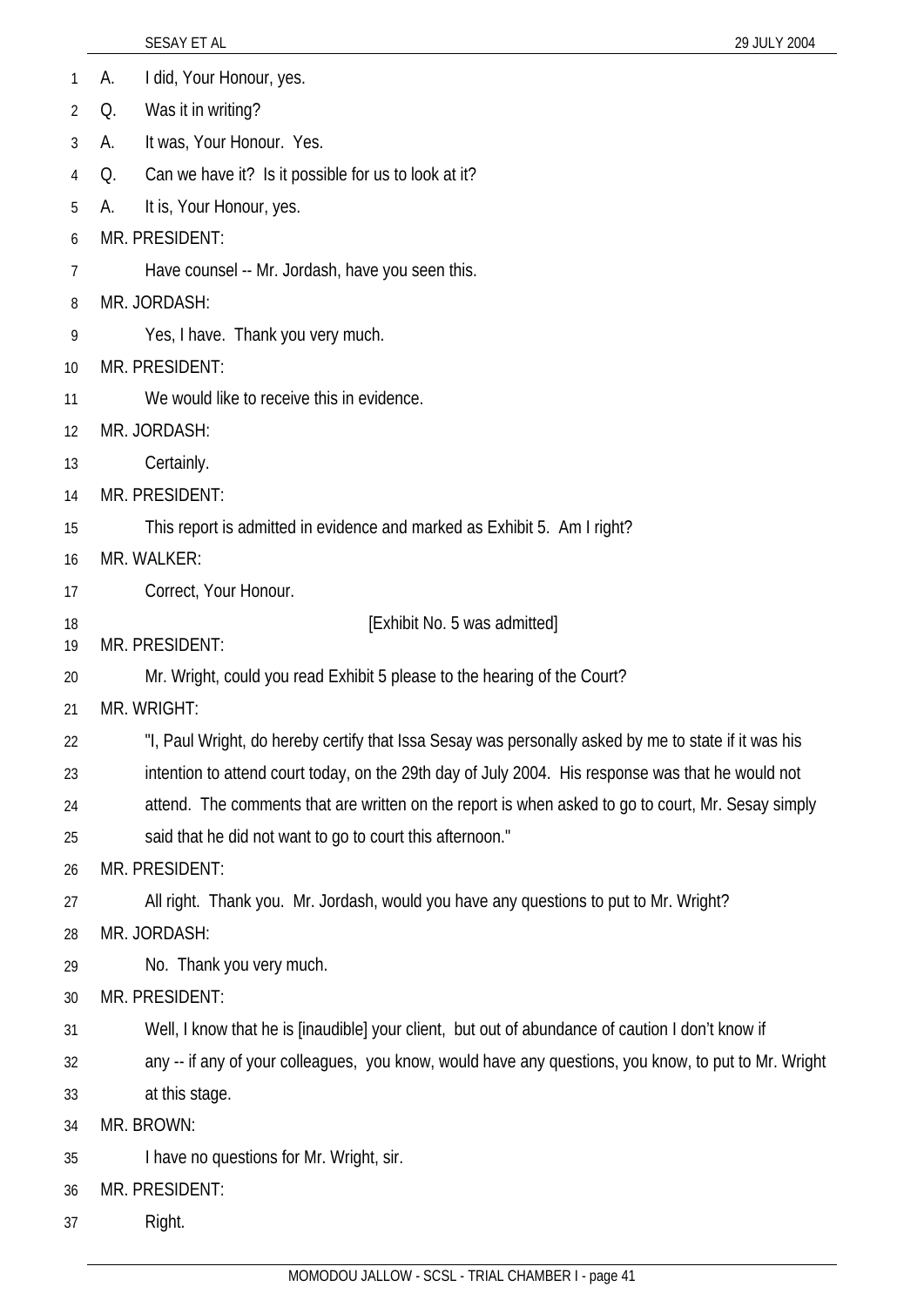A. I did, Your Honour, yes.

Q. Was it in writing?

A. It was, Your Honour. Yes.

Q. Can we have it? Is it possible for us to look at it?

A. It is, Your Honour, yes.

MR. PRESIDENT:

Have counsel -- Mr. Jordash, have you seen this.

MR. JORDASH:

Yes, I have. Thank you very much.

MR. PRESIDENT:

We would like to receive this in evidence.

MR. JORDASH:

Certainly.

MR. PRESIDENT:

This report is admitted in evidence and marked as Exhibit 5. Am I right?

MR. WALKER:

Correct, Your Honour.

[Exhibit No. 5 was admitted]

MR. PRESIDENT:

Mr. Wright, could you read Exhibit 5 please to the hearing of the Court?

MR. WRIGHT:

"I, Paul Wright, do hereby certify that Issa Sesay was personally asked by me to state if it was his intention to attend court today, on the 29th day of July 2004. His response was that he would not attend. The comments that are written on the report is when asked to go to court, Mr. Sesay simply said that he did not want to go to court this afternoon."

MR. PRESIDENT:

All right. Thank you. Mr. Jordash, would you have any questions to put to Mr. Wright?

MR. JORDASH:

No. Thank you very much.

MR. PRESIDENT:

Well, I know that he is [inaudible] your client, but out of abundance of caution I don't know if any -- if any of your colleagues, you know, would have any questions, you know, to put to Mr. Wright at this stage.

MR. BROWN:

I have no questions for Mr. Wright, sir.

MR. PRESIDENT:

Right.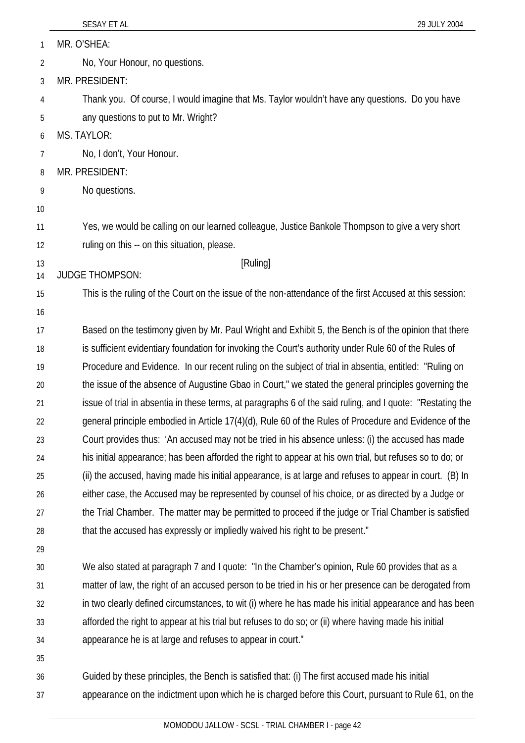MR. O'SHEA:

No, Your Honour, no questions.

MR. PRESIDENT:

Thank you. Of course, I would imagine that Ms. Taylor wouldn't have any questions. Do you have any questions to put to Mr. Wright?

MS. TAYLOR:

No, I don't, Your Honour.

MR. PRESIDENT:

No questions.

Yes, we would be calling on our learned colleague, Justice Bankole Thompson to give a very short ruling on this -- on this situation, please.

[Ruling]

JUDGE THOMPSON:

This is the ruling of the Court on the issue of the non-attendance of the first Accused at this session:

Based on the testimony given by Mr. Paul Wright and Exhibit 5, the Bench is of the opinion that there is sufficient evidentiary foundation for invoking the Court's authority under Rule 60 of the Rules of Procedure and Evidence. In our recent ruling on the subject of trial in absentia, entitled: "Ruling on the issue of the absence of Augustine Gbao in Court," we stated the general principles governing the issue of trial in absentia in these terms, at paragraphs 6 of the said ruling, and I quote: "Restating the general principle embodied in Article 17(4)(d), Rule 60 of the Rules of Procedure and Evidence of the Court provides thus: 'An accused may not be tried in his absence unless: (i) the accused has made his initial appearance; has been afforded the right to appear at his own trial, but refuses so to do; or (ii) the accused, having made his initial appearance, is at large and refuses to appear in court. (B) In either case, the Accused may be represented by counsel of his choice, or as directed by a Judge or the Trial Chamber. The matter may be permitted to proceed if the judge or Trial Chamber is satisfied that the accused has expressly or impliedly waived his right to be present."

We also stated at paragraph 7 and I quote: "In the Chamber's opinion, Rule 60 provides that as a matter of law, the right of an accused person to be tried in his or her presence can be derogated from in two clearly defined circumstances, to wit (i) where he has made his initial appearance and has been afforded the right to appear at his trial but refuses to do so; or (ii) where having made his initial appearance he is at large and refuses to appear in court."

Guided by these principles, the Bench is satisfied that: (i) The first accused made his initial appearance on the indictment upon which he is charged before this Court, pursuant to Rule 61, on the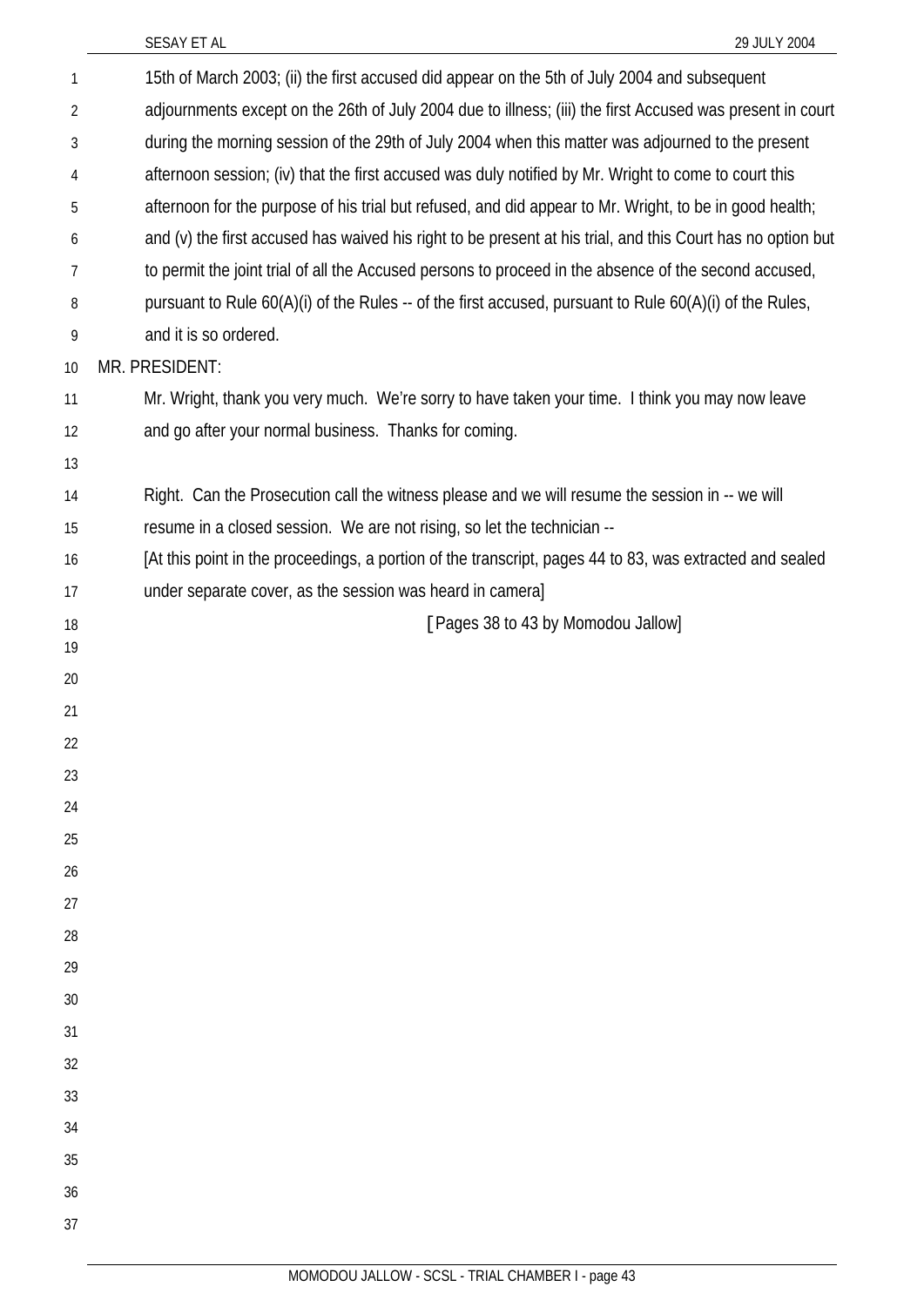15th of March 2003; (ii) the first accused did appear on the 5th of July 2004 and subsequent adjournments except on the 26th of July 2004 due to illness; (iii) the first Accused was present in court during the morning session of the 29th of July 2004 when this matter was adjourned to the present afternoon session; (iv) that the first accused was duly notified by Mr. Wright to come to court this afternoon for the purpose of his trial but refused, and did appear to Mr. Wright, to be in good health; and (v) the first accused has waived his right to be present at his trial, and this Court has no option but to permit the joint trial of all the Accused persons to proceed in the absence of the second accused, pursuant to Rule 60(A)(i) of the Rules -- of the first accused, pursuant to Rule 60(A)(i) of the Rules, and it is so ordered.

MR. PRESIDENT:

Mr. Wright, thank you very much. We're sorry to have taken your time. I think you may now leave and go after your normal business. Thanks for coming.

Right. Can the Prosecution call the witness please and we will resume the session in -- we will resume in a closed session. We are not rising, so let the technician --

[At this point in the proceedings, a portion of the transcript, pages 44 to 83, was extracted and sealed under separate cover, as the session was heard in camera]

[Pages 38 to 43 by Momodou Jallow]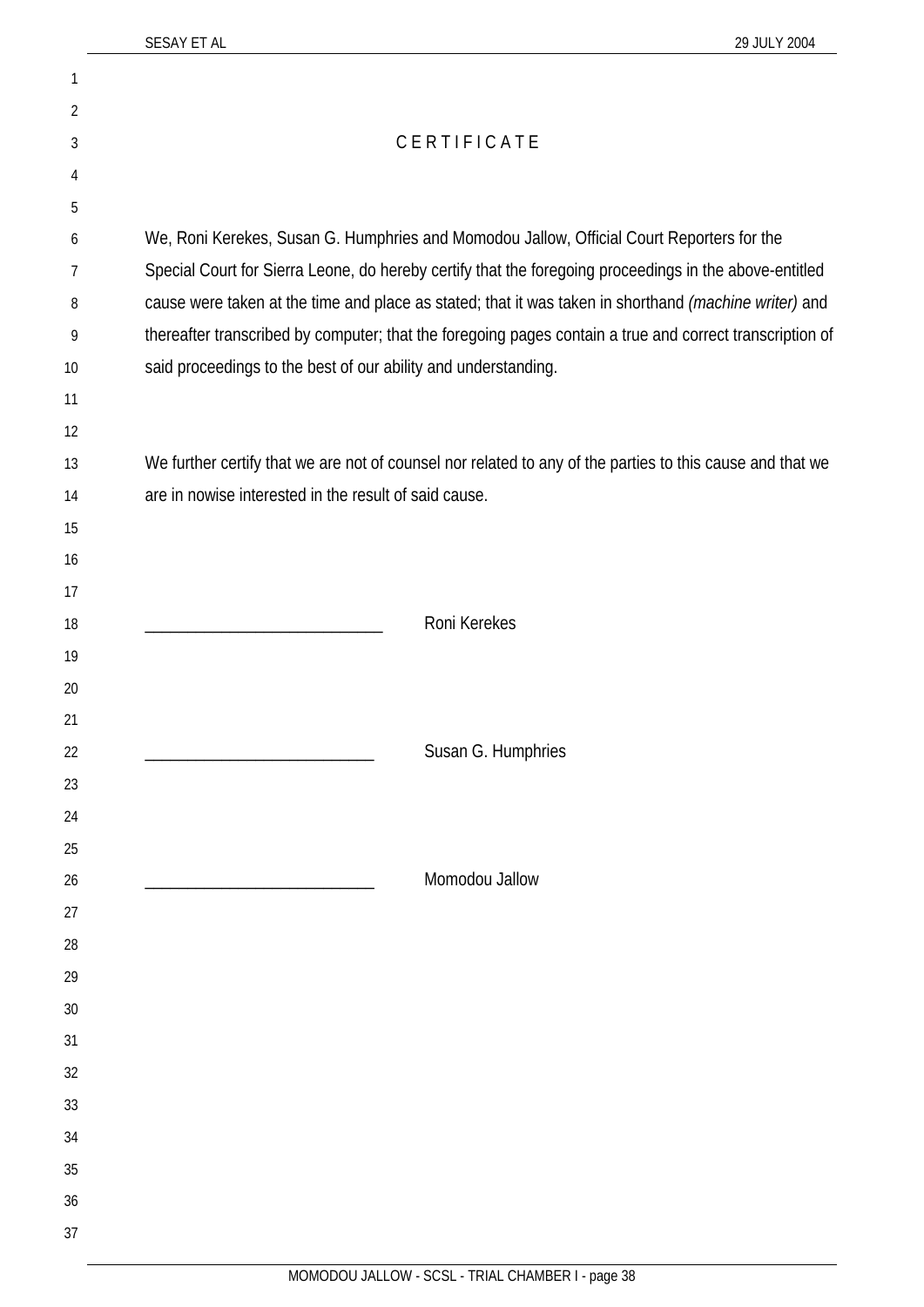# C E R T I F I C A T E

We, Roni Kerekes, Susan G. Humphries and Momodou Jallow, Official Court Reporters for the Special Court for Sierra Leone, do hereby certify that the foregoing proceedings in the above-entitled cause were taken at the time and place as stated; that it was taken in shorthand *(machine writer)* and thereafter transcribed by computer; that the foregoing pages contain a true and correct transcription of said proceedings to the best of our ability and understanding.

We further certify that we are not of counsel nor related to any of the parties to this cause and that we are in nowise interested in the result of said cause.

\_\_\_\_\_\_\_\_\_\_\_\_\_\_\_\_\_\_\_\_\_\_\_\_\_\_\_\_ Roni Kerekes

\_\_\_\_\_\_\_\_\_\_\_\_\_\_\_\_\_\_\_\_\_\_\_\_\_\_\_\_ Susan G. Humphries

\_\_\_\_\_\_\_\_\_\_\_\_\_\_\_\_\_\_\_\_\_\_\_\_\_\_\_\_ Momodou Jallow